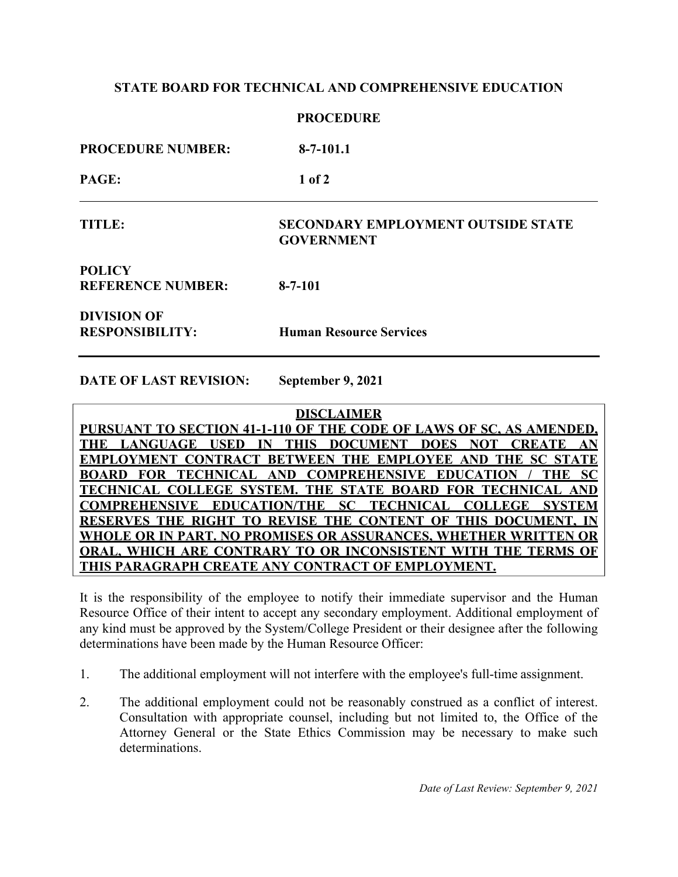**STATE BOARD FOR TECHNICAL AND COMPREHENSIVE EDUCATION**

**PROCEDURE**

**PROCEDURE NUMBER:** 8-7-101.1

**TITLE:** SECONDARY EMPLOYMENT OUTSIDE STATE GOVERNMENT

**POLICY REFERENCE NUMBER:** 8-7-101

**DIVISION OF RESPONSIBILITY:** Human Resource Services

---

**DATE OF LAST REVISION:** September 9, 2021

**DISCLAIMER**

**PURSUANT TO SECTION 41-1-110 OF THE CODE OF LAWS OF SC, AS AMENDED, THE LANGUAGE USED IN THIS DOCUMENT DOES NOT CREATE AN EMPLOYMENT CONTRACT BETWEEN THE EMPLOYEE AND THE SC STATE BOARD FOR TECHNICAL AND COMPREHENSIVE EDUCATION / THE SC TECHNICAL COLLEGE SYSTEM. THE STATE BOARD FOR TECHNICAL AND COMPREHENSIVE EDUCATION/THE SC TECHNICAL COLLEGE SYSTEM RESERVES THE RIGHT TO REVISE THE CONTENT OF THIS DOCUMENT, IN WHOLE OR IN PART. NO PROMISES OR ASSURANCES, WHETHER WRITTEN OR ORAL, WHICH ARE CONTRARY TO OR INCONSISTENT WITH THE TERMS OF THIS PARAGRAPH CREATE ANY CONTRACT OF EMPLOYMENT.**

It is the responsibility of the employee to notify their immediate supervisor and the Human Resource Office of their intent to accept any secondary employment. Additional employment of any kind must be approved by the System/College President or their designee after the following determinations have been made by the Human Resource Officer:

1. The additional employment will not interfere with the employee's full-time assignment.

2. The additional employment could not be reasonably construed as a conflict of interest. Consultation with appropriate counsel, including but not limited to, the Office of the Attorney General or the State Ethics Commission may be necessary to make such determinations.

*Date of Last Review: September 9, 2021*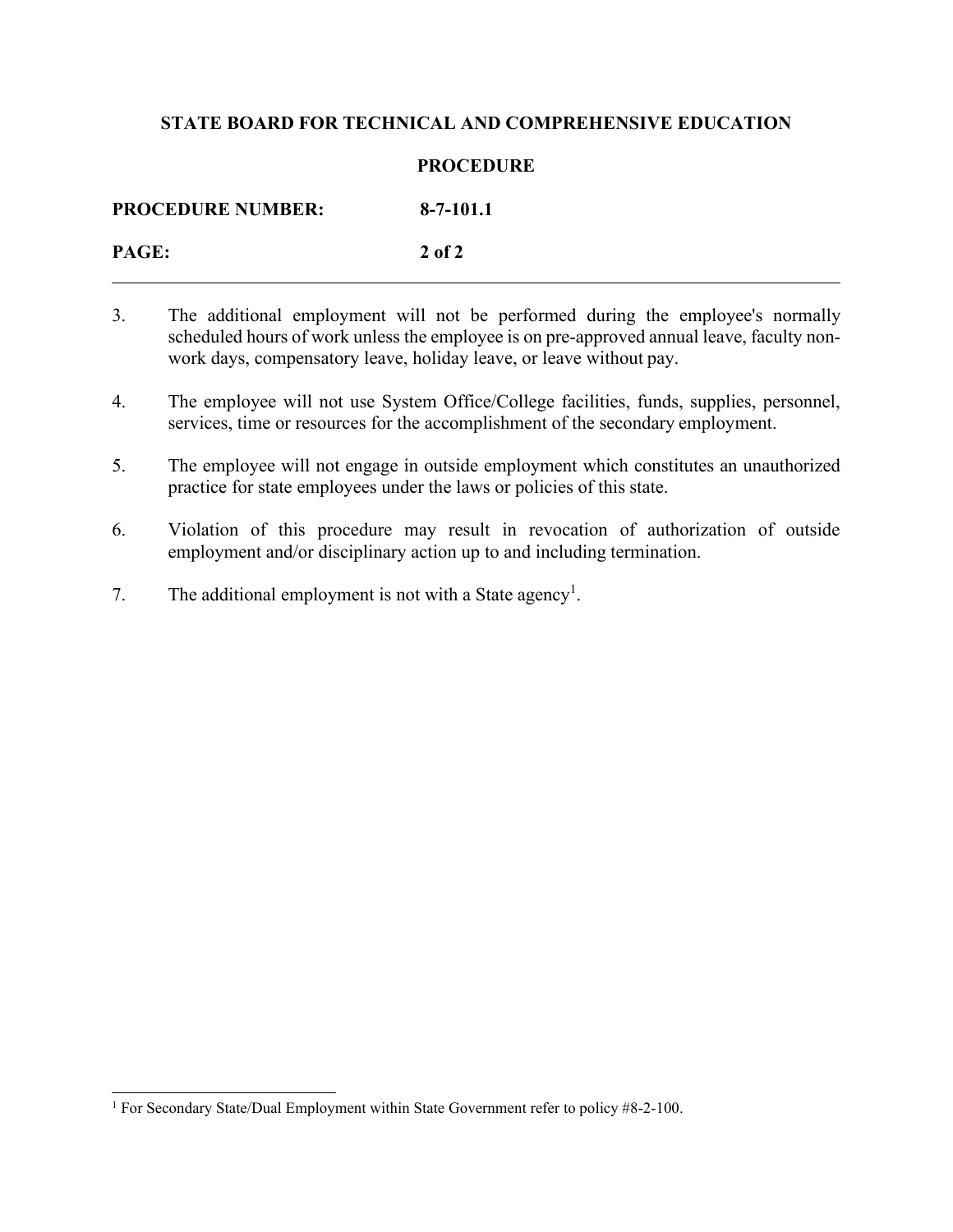3. The additional employment will not be performed during the employee's normally scheduled hours of work unless the employee is on pre-approved annual leave, faculty non-work days, compensatory leave, holiday leave, or leave without pay.

4. The employee will not use System Office/College facilities, funds, supplies, personnel, services, time or resources for the accomplishment of the secondary employment.

5. The employee will not engage in outside employment which constitutes an unauthorized practice for state employees under the laws or policies of this state.

6. Violation of this procedure may result in revocation of authorization of outside employment and/or disciplinary action up to and including termination.

7. The additional employment is not with a State agency[1].

---

[1] For Secondary State/Dual Employment within State Government refer to policy #8-2-100.